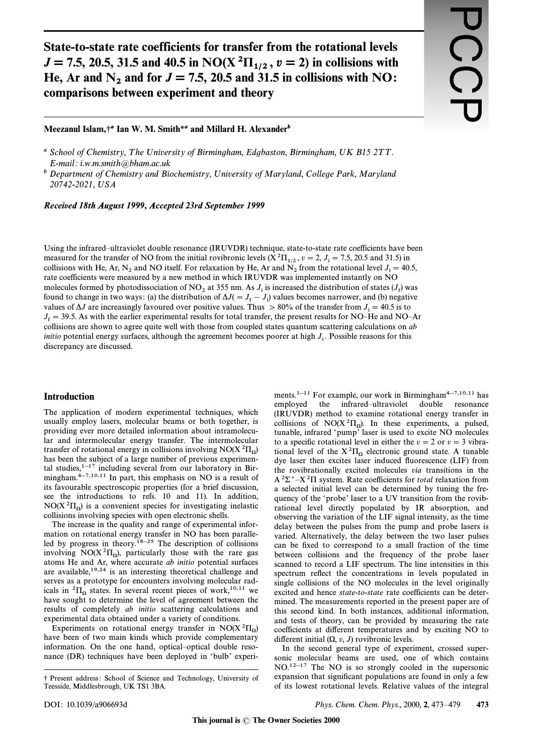# State-to-state rate coefficients for transfer from the rotational levels $J = 7.5$, 20.5, 31.5 and 40.5 in $NO(X\,^2\Pi_{1/2}, v = 2)$ in collisions with He, Ar and $N_2$ and for $J = 7.5$, 20.5 and 31.5 in collisions with NO: comparisons between experiment and theory

**Meezanul Islam,†[a] Ian W. M. Smith*[a] and Millard H. Alexander[b]**

[a] *School of Chemistry, The University of Birmingham, Edgbaston, Birmingham, UK B15 2TT. E-mail: i.w.m.smith@bham.ac.uk*

[b] *Department of Chemistry and Biochemistry, University of Maryland, College Park, Maryland 20742-2021, USA*

***Received 18th August 1999, Accepted 23rd September 1999***

Using the infrared–ultraviolet double resonance (IRUVDR) technique, state-to-state rate coefficients have been measured for the transfer of NO from the initial rovibronic levels ($X\,^2\Pi_{1/2}$, $v = 2$, $J_i = 7.5$, 20.5 and 31.5) in collisions with He, Ar, $N_2$ and NO itself. For relaxation by He, Ar and $N_2$ from the rotational level $J_i = 40.5$, rate coefficients were measured by a new method in which IRUVDR was implemented instantly on NO molecules formed by photodissociation of $NO_2$ at 355 nm. As $J_i$ is increased the distribution of states ($J_f$) was found to change in two ways: (a) the distribution of $\Delta J(= J_f - J_i)$ values becomes narrower, and (b) negative values of $\Delta J$ are increasingly favoured over positive values. Thus $> 80\%$ of the transfer from $J_i = 40.5$ is to $J_f = 39.5$. As with the earlier experimental results for total transfer, the present results for NO–He and NO–Ar collisions are shown to agree quite well with those from coupled states quantum scattering calculations on *ab initio* potential energy surfaces, although the agreement becomes poorer at high $J_i$. Possible reasons for this discrepancy are discussed.

## Introduction

The application of modern experimental techniques, which usually employ lasers, molecular beams or both together, is providing ever more detailed information about intramolecular and intermolecular energy transfer. The intermolecular transfer of rotational energy in collisions involving $NO(X\,^2\Pi_\Omega)$ has been the subject of a large number of previous experimental studies,[1–17] including several from our laboratory in Birmingham.[4–7,10,11] In part, this emphasis on NO is a result of its favourable spectroscopic properties (for a brief discussion, see the introductions to refs. 10 and 11). In addition, $NO(X\,^2\Pi_\Omega)$ is a convenient species for investigating inelastic collisions involving species with open electronic shells.

The increase in the quality and range of experimental information on rotational energy transfer in NO has been paralleled by progress in theory.[18–25] The description of collisions involving $NO(X\,^2\Pi_\Omega)$, particularly those with the rare gas atoms He and Ar, where accurate *ab initio* potential surfaces are available,[19,24] is an interesting theoretical challenge and serves as a prototype for encounters involving molecular radicals in $^2\Pi_\Omega$ states. In several recent pieces of work,[10,11] we have sought to determine the level of agreement between the results of completely *ab initio* scattering calculations and experimental data obtained under a variety of conditions.

Experiments on rotational energy transfer in $NO(X\,^2\Pi_\Omega)$ have been of two main kinds which provide complementary information. On the one hand, optical–optical double resonance (DR) techniques have been deployed in 'bulb' experiments.[1–11] For example, our work in Birmingham[4–7,10,11] has employed the infrared–ultraviolet double resonance (IRUVDR) method to examine rotational energy transfer in collisions of $NO(X\,^2\Pi_\Omega)$. In these experiments, a pulsed, tunable, infrared 'pump' laser is used to excite NO molecules to a specific rotational level in either the $v = 2$ or $v = 3$ vibrational level of the $X\,^2\Pi_\Omega$ electronic ground state. A tunable dye laser then excites laser induced fluorescence (LIF) from the rovibrationally excited molecules *via* transitions in the $A\,^2\Sigma^+$–$X\,^2\Pi$ system. Rate coefficients for *total* relaxation from a selected initial level can be determined by tuning the frequency of the 'probe' laser to a UV transition from the rovibrational level directly populated by IR absorption, and observing the variation of the LIF signal intensity, as the time delay between the pulses from the pump and probe lasers is varied. Alternatively, the delay between the two laser pulses can be fixed to correspond to a small fraction of the time between collisions and the frequency of the probe laser scanned to record a LIF spectrum. The line intensities in this spectrum reflect the concentrations in levels populated in single collisions of the NO molecules in the level originally excited and hence *state-to-state* rate coefficients can be determined. The measurements reported in the present paper are of this second kind. In both instances, additional information, and tests of theory, can be provided by measuring the rate coefficients at different temperatures and by exciting NO to different initial ($\Omega$, $v$, $J$) rovibronic levels.

In the second general type of experiment, crossed supersonic molecular beams are used, one of which contains NO.[12–17] The NO is so strongly cooled in the supersonic expansion that significant populations are found in only a few of its lowest rotational levels. Relative values of the integral

† Present address: School of Science and Technology, University of Teesside, Middlesbrough, UK TS1 3BA.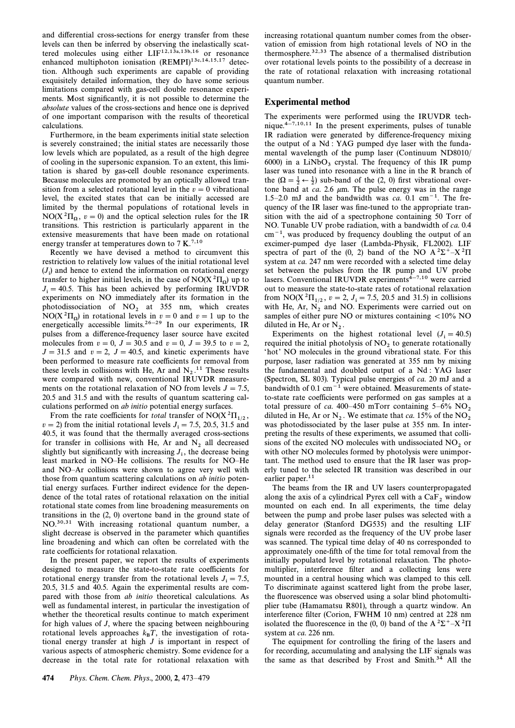and differential cross-sections for energy transfer from these levels can then be inferred by observing the inelastically scattered molecules using either LIF[12,13a,13b,16] or resonance enhanced multiphoton ionisation (REMPI)[13c,14,15,17] detection. Although such experiments are capable of providing exquisitely detailed information, they do have some serious limitations compared with gas-cell double resonance experiments. Most significantly, it is not possible to determine the *absolute* values of the cross-sections and hence one is deprived of one important comparison with the results of theoretical calculations.

Furthermore, in the beam experiments initial state selection is severely constrained; the initial states are necessarily those low levels which are populated, as a result of the high degree of cooling in the supersonic expansion. To an extent, this limitation is shared by gas-cell double resonance experiments. Because molecules are promoted by an optically allowed transition from a selected rotational level in the $v = 0$ vibrational level, the excited states that can be initially accessed are limited by the thermal populations of rotational levels in $NO(X\,^2\Pi_\Omega,\, v = 0)$ and the optical selection rules for the IR transitions. This restriction is particularly apparent in the extensive measurements that have been made on rotational energy transfer at temperatures down to 7 K.[7,10]

Recently we have devised a method to circumvent this restriction to relatively low values of the initial rotational level ($J_i$) and hence to extend the information on rotational energy transfer to higher initial levels, in the case of $NO(X\,^2\Pi_\Omega)$ up to $J_i = 40.5$. This has been achieved by performing IRUVDR experiments on NO immediately after its formation in the photodissociation of $NO_2$ at 355 nm, which creates $NO(X\,^2\Pi_\Omega)$ in rotational levels in $v = 0$ and $v = 1$ up to the energetically accessible limits.[26–29] In our experiments, IR pulses from a difference-frequency laser source have excited molecules from $v = 0$, $J = 30.5$ and $v = 0$, $J = 39.5$ to $v = 2$, $J = 31.5$ and $v = 2$, $J = 40.5$, and kinetic experiments have been performed to measure rate coefficients for removal from these levels in collisions with He, Ar and $N_2$.[11] These results were compared with new, conventional IRUVDR measurements on the rotational relaxation of NO from levels $J = 7.5$, 20.5 and 31.5 and with the results of quantum scattering calculations performed on *ab initio* potential energy surfaces.

From the rate coefficients for *total* transfer of $NO(X\,^2\Pi_{1/2}$, $v = 2)$ from the initial rotational levels $J_i = 7.5$, 20.5, 31.5 and 40.5, it was found that the thermally averaged cross-sections for transfer in collisions with He, Ar and $N_2$ all decreased slightly but significantly with increasing $J_i$, the decrease being least marked in NO–He collisions. The results for NO–He and NO–Ar collisions were shown to agree very well with those from quantum scattering calculations on *ab initio* potential energy surfaces. Further indirect evidence for the dependence of the total rates of rotational relaxation on the initial rotational state comes from line broadening measurements on transitions in the (2, 0) overtone band in the ground state of NO.[30,31] With increasing rotational quantum number, a slight decrease is observed in the parameter which quantifies line broadening and which can often be correlated with the rate coefficients for rotational relaxation.

In the present paper, we report the results of experiments designed to measure the state-to-state rate coefficients for rotational energy transfer from the rotational levels $J_i = 7.5$, 20.5, 31.5 and 40.5. Again the experimental results are compared with those from *ab initio* theoretical calculations. As well as fundamental interest, in particular the investigation of whether the theoretical results continue to match experiment for high values of $J$, where the spacing between neighbouring rotational levels approaches $k_B T$, the investigation of rotational energy transfer at high $J$ is important in respect of various aspects of atmospheric chemistry. Some evidence for a decrease in the total rate for rotational relaxation with increasing rotational quantum number comes from the observation of emission from high rotational levels of NO in the thermosphere.[32,33] The absence of a thermalised distribution over rotational levels points to the possibility of a decrease in the rate of rotational relaxation with increasing rotational quantum number.

## Experimental method

The experiments were performed using the IRUVDR technique.[4–7,10,11] In the present experiments, pulses of tunable IR radiation were generated by difference-frequency mixing the output of a Nd : YAG pumped dye laser with the fundamental wavelength of the pump laser (Continuum ND8010/6000) in a $LiNbO_3$ crystal. The frequency of this IR pump laser was tuned into resonance with a line in the R branch of the $(\Omega = \frac{1}{2} \leftarrow \frac{1}{2})$ sub-band of the (2, 0) first vibrational overtone band at *ca.* 2.6 μm. The pulse energy was in the range 1.5–2.0 mJ and the bandwidth was *ca.* 0.1 $cm^{-1}$. The frequency of the IR laser was fine-tuned to the appropriate transition with the aid of a spectrophone containing 50 Torr of NO. Tunable UV probe radiation, with a bandwidth of *ca.* 0.4 $cm^{-1}$, was produced by frequency doubling the output of an excimer-pumped dye laser (Lambda-Physik, FL2002). LIF spectra of part of the (0, 2) band of the NO $A\,^2\Sigma^+$–$X\,^2\Pi$ system at *ca.* 247 nm were recorded with a selected time delay set between the pulses from the IR pump and UV probe lasers. Conventional IRUVDR experiments[4–7,10] were carried out to measure the state-to-state rates of rotational relaxation from $NO(X\,^2\Pi_{1/2},\, v = 2,\, J_i = 7.5$, 20.5 and 31.5) in collisions with He, Ar, $N_2$ and NO. Experiments were carried out on samples of either pure NO or mixtures containing <10% NO diluted in He, Ar or $N_2$.

Experiments on the highest rotational level ($J_i = 40.5$) required the initial photolysis of $NO_2$ to generate rotationally 'hot' NO molecules in the ground vibrational state. For this purpose, laser radiation was generated at 355 nm by mixing the fundamental and doubled output of a Nd : YAG laser (Spectron, SL 803). Typical pulse energies of *ca.* 20 mJ and a bandwidth of 0.1 $cm^{-1}$ were obtained. Measurements of state-to-state rate coefficients were performed on gas samples at a total pressure of *ca.* 400–450 mTorr containing 5–6% $NO_2$ diluted in He, Ar or $N_2$. We estimate that *ca.* 15% of the $NO_2$ was photodissociated by the laser pulse at 355 nm. In interpreting the results of these experiments, we assumed that collisions of the excited NO molecules with undissociated $NO_2$ or with other NO molecules formed by photolysis were unimportant. The method used to ensure that the IR laser was properly tuned to the selected IR transition was described in our earlier paper.[11]

The beams from the IR and UV lasers counterpropagated along the axis of a cylindrical Pyrex cell with a $CaF_2$ window mounted on each end. In all experiments, the time delay between the pump and probe laser pulses was selected with a delay generator (Stanford DG535) and the resulting LIF signals were recorded as the frequency of the UV probe laser was scanned. The typical time delay of 40 ns corresponded to approximately one-fifth of the time for total removal from the initially populated level by rotational relaxation. The photomultiplier, interference filter and a collecting lens were mounted in a central housing which was clamped to this cell. To discriminate against scattered light from the probe laser, the fluorescence was observed using a solar blind photomultiplier tube (Hamamatsu R801), through a quartz window. An interference filter (Corion, FWHM 10 nm) centred at 228 nm isolated the fluorescence in the (0, 0) band of the $A\,^2\Sigma^+$–$X\,^2\Pi$ system at *ca.* 226 nm.

The equipment for controlling the firing of the lasers and for recording, accumulating and analysing the LIF signals was the same as that described by Frost and Smith.[34] All the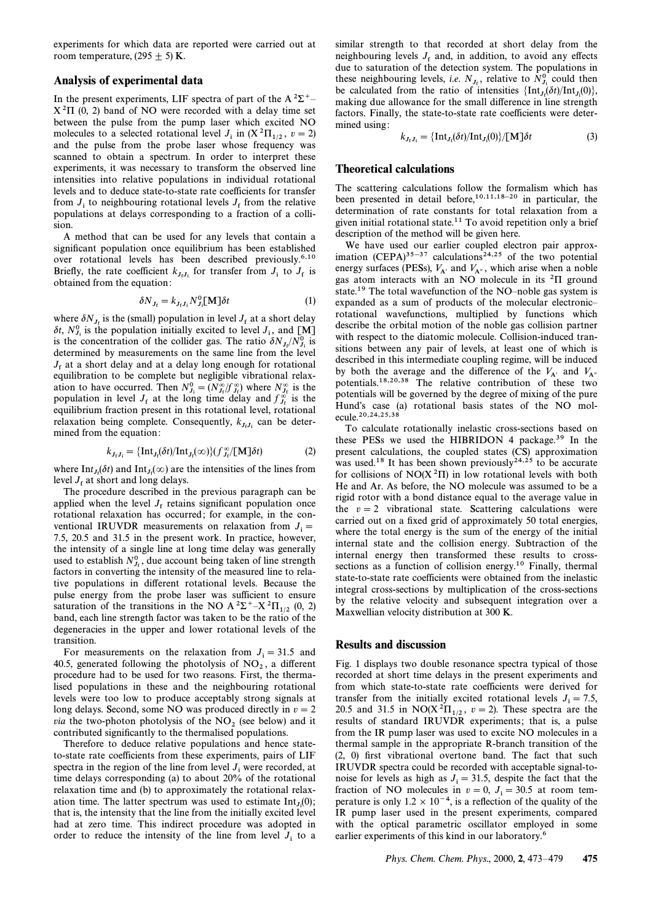experiments for which data are reported were carried out at room temperature, (295 ± 5) K.

## Analysis of experimental data

In the present experiments, LIF spectra of part of the $A\,^2\Sigma^+$–$X\,^2\Pi$ (0, 2) band of NO were recorded with a delay time set between the pulse from the pump laser which excited NO molecules to a selected rotational level $J_i$ in ($X\,^2\Pi_{1/2}$, $v = 2$) and the pulse from the probe laser whose frequency was scanned to obtain a spectrum. In order to interpret these experiments, it was necessary to transform the observed line intensities into relative populations in individual rotational levels and to deduce state-to-state rate coefficients for transfer from $J_i$ to neighbouring rotational levels $J_f$ from the relative populations at delays corresponding to a fraction of a collision.

A method that can be used for any levels that contain a significant population once equilibrium has been established over rotational levels has been described previously.[6,10] Briefly, the rate coefficient $k_{J_f J_i}$ for transfer from $J_i$ to $J_f$ is obtained from the equation:

$$\delta N_{J_f} = k_{J_f J_i} N_{J_i}^0 [\mathrm{M}] \delta t \quad (1)$$

where $\delta N_{J_f}$ is the (small) population in level $J_f$ at a short delay $\delta t$, $N_{J_i}^0$ is the population initially excited to level $J_i$, and $[\mathrm{M}]$ is the concentration of the collider gas. The ratio $\delta N_{J_f}/N_{J_i}^0$ is determined by measurements on the same line from the level $J_f$ at a short delay and at a delay long enough for rotational equilibration to be complete but negligible vibrational relaxation to have occurred. Then $N_{J_i}^0 = (N_{J_f}^\infty / f_{J_f}^\infty)$ where $N_{J_f}^\infty$ is the population in level $J_f$ at the long time delay and $f_{J_f}^\infty$ is the equilibrium fraction present in this rotational level, rotational relaxation being complete. Consequently, $k_{J_f J_i}$ can be determined from the equation:

$$k_{J_f J_i} = \{\mathrm{Int}_{J_f}(\delta t)/\mathrm{Int}_{J_f}(\infty)\}(f_{J_f}^\infty / [\mathrm{M}]\delta t) \quad (2)$$

where $\mathrm{Int}_{J_f}(\delta t)$ and $\mathrm{Int}_{J_f}(\infty)$ are the intensities of the lines from level $J_f$ at short and long delays.

The procedure described in the previous paragraph can be applied when the level $J_f$ retains significant population once rotational relaxation has occurred; for example, in the conventional IRUVDR measurements on relaxation from $J_i$ = 7.5, 20.5 and 31.5 in the present work. In practice, however, the intensity of a single line at long time delay was generally used to establish $N_{J_i}^0$, due account being taken of line strength factors in converting the intensity of the measured line to relative populations in different rotational levels. Because the pulse energy from the probe laser was sufficient to ensure saturation of the transitions in the NO $A\,^2\Sigma^+$–$X\,^2\Pi_{1/2}$ (0, 2) band, each line strength factor was taken to be the ratio of the degeneracies in the upper and lower rotational levels of the transition.

For measurements on the relaxation from $J_i$ = 31.5 and 40.5, generated following the photolysis of $NO_2$, a different procedure had to be used for two reasons. First, the thermalised populations in these and the neighbouring rotational levels were too low to produce acceptably strong signals at long delays. Second, some NO was produced directly in $v = 2$ *via* the two-photon photolysis of the $NO_2$ (see below) and it contributed significantly to the thermalised populations.

Therefore to deduce relative populations and hence state-to-state rate coefficients from these experiments, pairs of LIF spectra in the region of the line from level $J_i$ were recorded, at time delays corresponding (a) to about 20% of the rotational relaxation time and (b) to approximately the rotational relaxation time. The latter spectrum was used to estimate $\mathrm{Int}_{J_i}(0)$; that is, the intensity that the line from the initially excited level had at zero time. This indirect procedure was adopted in order to reduce the intensity of the line from level $J_i$ to a similar strength to that recorded at short delay from the neighbouring levels $J_f$ and, in addition, to avoid any effects due to saturation of the detection system. The populations in these neighbouring levels, *i.e.* $N_{J_f}$, relative to $N_{J_i}^0$ could then be calculated from the ratio of intensities $\{\mathrm{Int}_{J_f}(\delta t)/\mathrm{Int}_{J_i}(0)\}$, making due allowance for the small difference in line strength factors. Finally, the state-to-state rate coefficients were determined using:

$$k_{J_f J_i} = \{\mathrm{Int}_{J_f}(\delta t)/\mathrm{Int}_{J_i}(0)\}/[\mathrm{M}]\delta t \quad (3)$$

## Theoretical calculations

The scattering calculations follow the formalism which has been presented in detail before,[10,11,18–20] in particular, the determination of rate constants for total relaxation from a given initial rotational state.[11] To avoid repetition only a brief description of the method will be given here.

We have used our earlier coupled electron pair approximation (CEPA)[35–37] calculations[24,25] of the two potential energy surfaces (PESs), $V_{A'}$ and $V_{A''}$, which arise when a noble gas atom interacts with an NO molecule in its $^2\Pi$ ground state.[19] The total wavefunction of the NO–noble gas system is expanded as a sum of products of the molecular electronic–rotational wavefunctions, multiplied by functions which describe the orbital motion of the noble gas collision partner with respect to the diatomic molecule. Collision-induced transitions between any pair of levels, at least one of which is described in this intermediate coupling regime, will be induced by both the average and the difference of the $V_{A'}$ and $V_{A''}$ potentials.[18,20,38] The relative contribution of these two potentials will be governed by the degree of mixing of the pure Hund's case (a) rotational basis states of the NO molecule.[20,24,25,38]

To calculate rotationally inelastic cross-sections based on these PESs we used the HIBRIDON 4 package.[39] In the present calculations, the coupled states (CS) approximation was used.[18] It has been shown previously[24,25] to be accurate for collisions of NO($X\,^2\Pi$) in low rotational levels with both He and Ar. As before, the NO molecule was assumed to be a rigid rotor with a bond distance equal to the average value in the $v = 2$ vibrational state. Scattering calculations were carried out on a fixed grid of approximately 50 total energies, where the total energy is the sum of the energy of the initial internal state and the collision energy. Subtraction of the internal energy then transformed these results to cross-sections as a function of collision energy.[10] Finally, thermal state-to-state rate coefficients were obtained from the inelastic integral cross-sections by multiplication of the cross-sections by the relative velocity and subsequent integration over a Maxwellian velocity distribution at 300 K.

## Results and discussion

Fig. 1 displays two double resonance spectra typical of those recorded at short time delays in the present experiments and from which state-to-state rate coefficients were derived for transfer from the initially excited rotational levels $J_i$ = 7.5, 20.5 and 31.5 in NO($X\,^2\Pi_{1/2}$, $v = 2$). These spectra are the results of standard IRUVDR experiments; that is, a pulse from the IR pump laser was used to excite NO molecules in a thermal sample in the appropriate R-branch transition of the (2, 0) first vibrational overtone band. The fact that such IRUVDR spectra could be recorded with acceptable signal-to-noise for levels as high as $J_i$ = 31.5, despite the fact that the fraction of NO molecules in $v = 0$, $J_i$ = 30.5 at room temperature is only $1.2 \times 10^{-4}$, is a reflection of the quality of the IR pump laser used in the present experiments, compared with the optical parametric oscillator employed in some earlier experiments of this kind in our laboratory.[6]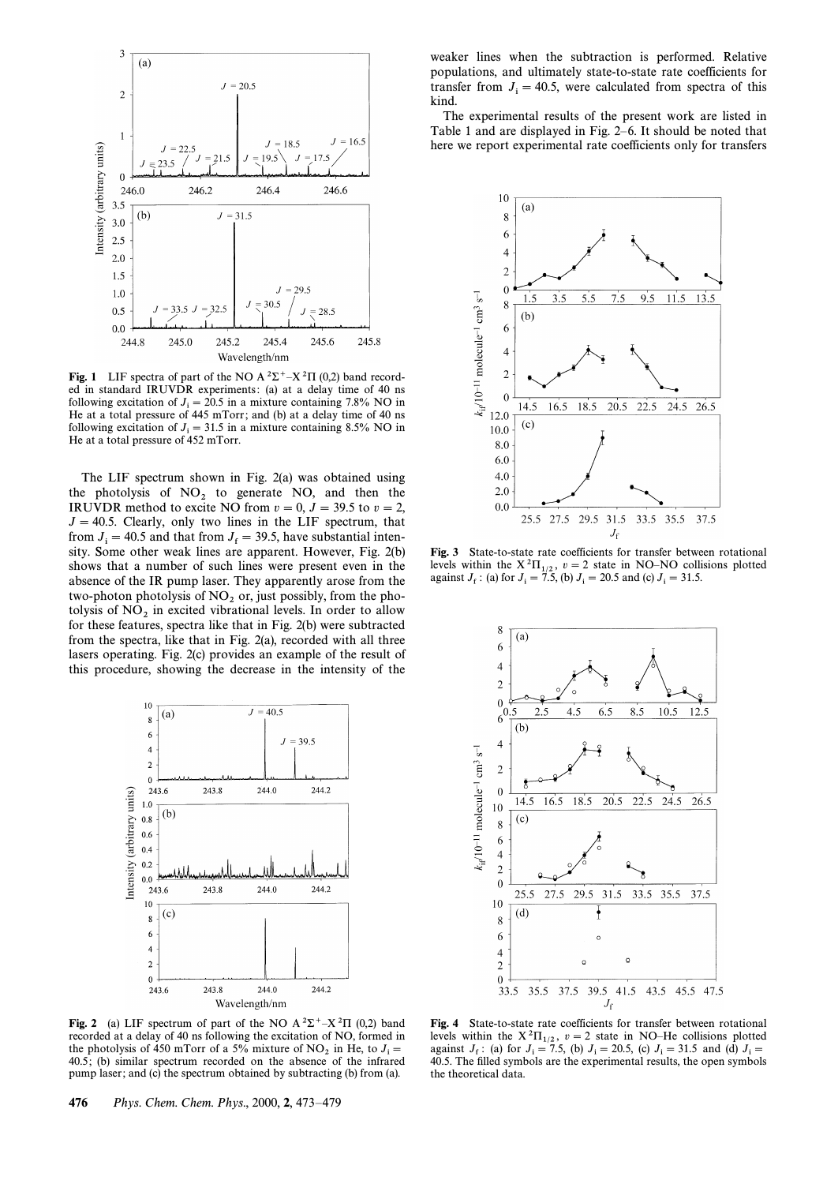**Fig. 1** LIF spectra of part of the NO $A\,^2\Sigma^+–X\,^2\Pi$ (0,2) band recorded in standard IRUVDR experiments: (a) at a delay time of 40 ns following excitation of $J_i = 20.5$ in a mixture containing 7.8% NO in He at a total pressure of 445 mTorr; and (b) at a delay time of 40 ns following excitation of $J_i = 31.5$ in a mixture containing 8.5% NO in He at a total pressure of 452 mTorr.

The LIF spectrum shown in Fig. 2(a) was obtained using the photolysis of $NO_2$ to generate NO, and then the IRUVDR method to excite NO from $v = 0$, $J = 39.5$ to $v = 2$, $J = 40.5$. Clearly, only two lines in the LIF spectrum, that from $J_i = 40.5$ and that from $J_f = 39.5$, have substantial intensity. Some other weak lines are apparent. However, Fig. 2(b) shows that a number of such lines were present even in the absence of the IR pump laser. They apparently arose from the two-photon photolysis of $NO_2$ or, just possibly, from the photolysis of $NO_2$ in excited vibrational levels. In order to allow for these features, spectra like that in Fig. 2(b) were subtracted from the spectra, like that in Fig. 2(a), recorded with all three lasers operating. Fig. 2(c) provides an example of the result of this procedure, showing the decrease in the intensity of the weaker lines when the subtraction is performed. Relative populations, and ultimately state-to-state rate coefficients for transfer from $J_i = 40.5$, were calculated from spectra of this kind.

**Fig. 2** (a) LIF spectrum of part of the NO $A\,^2\Sigma^+–X\,^2\Pi$ (0,2) band recorded at a delay of 40 ns following the excitation of NO, formed in the photolysis of 450 mTorr of a 5% mixture of $NO_2$ in He, to $J_i = 40.5$; (b) similar spectrum recorded on the absence of the infrared pump laser; and (c) the spectrum obtained by subtracting (b) from (a).

The experimental results of the present work are listed in Table 1 and are displayed in Fig. 2–6. It should be noted that here we report experimental rate coefficients only for transfers

**Fig. 3** State-to-state rate coefficients for transfer between rotational levels within the $X\,^2\Pi_{1/2}$, $v = 2$ state in NO–NO collisions plotted against $J_f$: (a) for $J_i = 7.5$, (b) $J_i = 20.5$ and (c) $J_i = 31.5$.

**Fig. 4** State-to-state rate coefficients for transfer between rotational levels within the $X\,^2\Pi_{1/2}$, $v = 2$ state in NO–He collisions plotted against $J_f$: (a) for $J_i = 7.5$, (b) $J_i = 20.5$, (c) $J_i = 31.5$ and (d) $J_i = 40.5$. The filled symbols are the experimental results, the open symbols the theoretical data.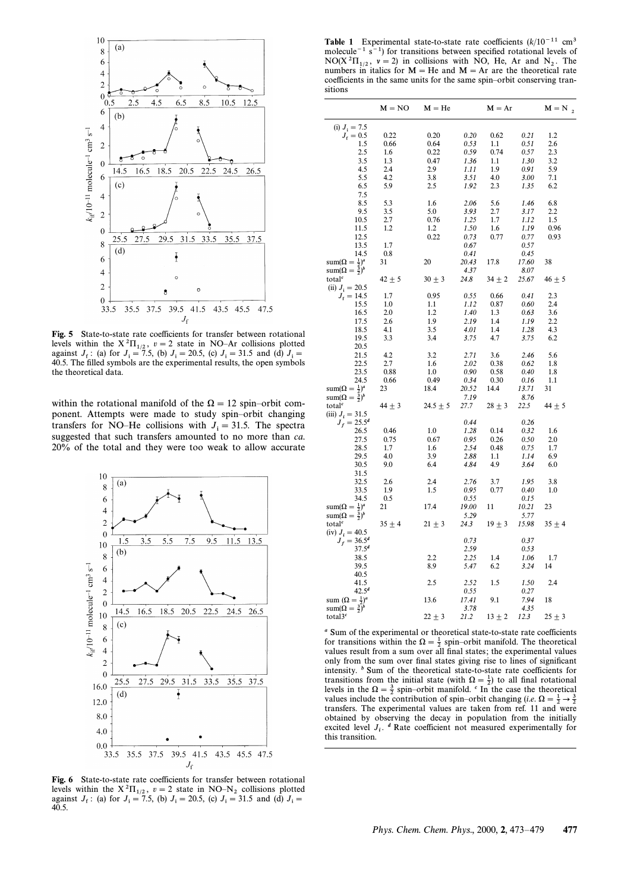**Fig. 5** State-to-state rate coefficients for transfer between rotational levels within the $X\,^2\Pi_{1/2}$, $v = 2$ state in NO–Ar collisions plotted against $J_f$: (a) for $J_i = 7.5$, (b) $J_i = 20.5$, (c) $J_i = 31.5$ and (d) $J_i = 40.5$. The filled symbols are the experimental results, the open symbols the theoretical data.

within the rotational manifold of the $\Omega = 12$ spin–orbit component. Attempts were made to study spin–orbit changing transfers for NO–He collisions with $J_i = 31.5$. The spectra suggested that such transfers amounted to no more than *ca.* 20% of the total and they were too weak to allow accurate

**Fig. 6** State-to-state rate coefficients for transfer between rotational levels within the $X\,^2\Pi_{1/2}$, $v = 2$ state in NO–$N_2$ collisions plotted against $J_f$: (a) for $J_i = 7.5$, (b) $J_i = 20.5$, (c) $J_i = 31.5$ and (d) $J_i = 40.5$.

**Table 1** Experimental state-to-state rate coefficients ($k/10^{-11}$ cm$^3$ molecule$^{-1}$ s$^{-1}$) for transitions between specified rotational levels of NO($X\,^2\Pi_{1/2}$, $v = 2$) in collisions with NO, He, Ar and $N_2$. The numbers in italics for M = He and M = Ar are the theoretical rate coefficients in the same units for the same spin–orbit conserving transitions

| | M = NO | M = He | | M = Ar | | M = $N_2$ |
|---|---|---|---|---|---|---|
| (i) $J_i = 7.5$ | | | | | | |
| $J_f = 0.5$ | 0.22 | 0.20 | *0.20* | 0.62 | *0.21* | 1.2 |
| 1.5 | 0.66 | 0.64 | *0.53* | 1.1 | *0.51* | 2.6 |
| 2.5 | 1.6 | 0.22 | *0.59* | 0.74 | *0.57* | 2.3 |
| 3.5 | 1.3 | 0.47 | *1.36* | 1.1 | *1.30* | 3.2 |
| 4.5 | 2.4 | 2.9 | *1.11* | 1.9 | *0.91* | 5.9 |
| 5.5 | 4.2 | 3.8 | *3.51* | 4.0 | *3.00* | 7.1 |
| 6.5 | 5.9 | 2.5 | *1.92* | 2.3 | *1.35* | 6.2 |
| 7.5 | | | | | | |
| 8.5 | 5.3 | 1.6 | *2.06* | 5.6 | *1.46* | 6.8 |
| 9.5 | 3.5 | 5.0 | *3.93* | 2.7 | *3.17* | 2.2 |
| 10.5 | 2.7 | 0.76 | *1.25* | 1.7 | *1.12* | 1.5 |
| 11.5 | 1.2 | 1.2 | *1.50* | 1.6 | *1.19* | 0.96 |
| 12.5 | | 0.22 | *0.73* | 0.77 | *0.77* | 0.93 |
| 13.5 | 1.7 | | *0.67* | | *0.57* | |
| 14.5 | 0.8 | | *0.41* | | *0.45* | |
| sum($\Omega = \frac{1}{2}$)[a] | 31 | 20 | *20.43* | 17.8 | *17.60* | 38 |
| sum($\Omega = \frac{3}{2}$)[b] | | | *4.37* | | *8.07* | |
| total[c] | $42 \pm 5$ | $30 \pm 3$ | *24.8* | $34 \pm 2$ | *25.67* | $46 \pm 5$ |
| (ii) $J_i = 20.5$ | | | | | | |
| $J_f = 14.5$ | 1.7 | 0.95 | *0.55* | 0.66 | *0.41* | 2.3 |
| 15.5 | 1.0 | 1.1 | *1.12* | 0.87 | *0.60* | 2.4 |
| 16.5 | 2.0 | 1.2 | *1.40* | 1.3 | *0.63* | 3.6 |
| 17.5 | 2.6 | 1.9 | *2.19* | 1.4 | *1.19* | 2.2 |
| 18.5 | 4.1 | 3.5 | *4.01* | 1.4 | *1.28* | 4.3 |
| 19.5 | 3.3 | 3.4 | *3.75* | 4.7 | *3.75* | 6.2 |
| 20.5 | | | | | | |
| 21.5 | 4.2 | 3.2 | *2.71* | 3.6 | *2.46* | 5.6 |
| 22.5 | 2.7 | 1.6 | *2.02* | 0.38 | *0.62* | 1.8 |
| 23.5 | 0.88 | 1.0 | *0.90* | 0.58 | *0.40* | 1.8 |
| 24.5 | 0.66 | 0.49 | *0.34* | 0.30 | *0.16* | 1.1 |
| sum($\Omega = \frac{1}{2}$)[a] | 23 | 18.4 | *20.52* | 14.4 | *13.71* | 31 |
| sum($\Omega = \frac{3}{2}$)[b] | | | *7.19* | | *8.76* | |
| total[c] | $44 \pm 3$ | $24.5 \pm 5$ | *27.7* | $28 \pm 3$ | *22.5* | $44 \pm 5$ |
| (iii) $J_i = 31.5$ | | | | | | |
| $J_f = 25.5$[d] | | | *0.44* | | *0.26* | |
| 26.5 | 0.46 | 1.0 | *1.28* | 0.14 | *0.32* | 1.6 |
| 27.5 | 0.75 | 0.67 | *0.95* | 0.26 | *0.50* | 2.0 |
| 28.5 | 1.7 | 1.6 | *2.54* | 0.48 | *0.75* | 1.7 |
| 29.5 | 4.0 | 3.9 | *2.88* | 1.1 | *1.14* | 6.9 |
| 30.5 | 9.0 | 6.4 | *4.84* | 4.9 | *3.64* | 6.0 |
| 31.5 | | | | | | |
| 32.5 | 2.6 | 2.4 | *2.76* | 3.7 | *1.95* | 3.8 |
| 33.5 | 1.9 | 1.5 | *0.95* | 0.77 | *0.40* | 1.0 |
| 34.5 | 0.5 | | *0.55* | | *0.15* | |
| sum($\Omega = \frac{1}{2}$)[a] | 21 | 17.4 | *19.00* | 11 | *10.21* | 23 |
| sum($\Omega = \frac{3}{2}$)[b] | | | *5.29* | | *5.77* | |
| total[c] | $35 \pm 4$ | $21 \pm 3$ | *24.3* | $19 \pm 3$ | *15.98* | $35 \pm 4$ |
| (iv) $J_i = 40.5$ | | | | | | |
| $J_f = 36.5$[d] | | | *0.73* | | *0.37* | |
| 37.5[d] | | | *2.59* | | *0.53* | |
| 38.5 | | 2.2 | *2.25* | 1.4 | *1.06* | 1.7 |
| 39.5 | | 8.9 | *5.47* | 6.2 | *3.24* | 14 |
| 40.5 | | | | | | |
| 41.5 | | 2.5 | *2.52* | 1.5 | *1.50* | 2.4 |
| 42.5[d] | | | *0.55* | | *0.27* | |
| sum ($\Omega = \frac{1}{2}$)[a] | | 13.6 | *17.41* | 9.1 | *7.94* | 18 |
| sum($\Omega = \frac{3}{2}$)[b] | | | *3.78* | | *4.35* | |
| total3[c] | | $22 \pm 3$ | *21.2* | $13 \pm 2$ | *12.3* | $25 \pm 3$ |

[a] Sum of the experimental or theoretical state-to-state rate coefficients for transitions within the $\Omega = \frac{1}{2}$ spin–orbit manifold. The theoretical values result from a sum over all final states; the experimental values only from the sum over final states giving rise to lines of significant intensity. [b] Sum of the theoretical state-to-state rate coefficients for transitions from the initial state (with $\Omega = \frac{1}{2}$) to all final rotational levels in the $\Omega = \frac{3}{2}$ spin–orbit manifold. [c] In the case the theoretical values include the contribution of spin–orbit changing (*i.e.* $\Omega = \frac{1}{2} \rightarrow \frac{3}{2}$ transfers. The experimental values are taken from ref. 11 and were obtained by observing the decay in population from the initially excited level $J_i$. [d] Rate coefficient not measured experimentally for this transition.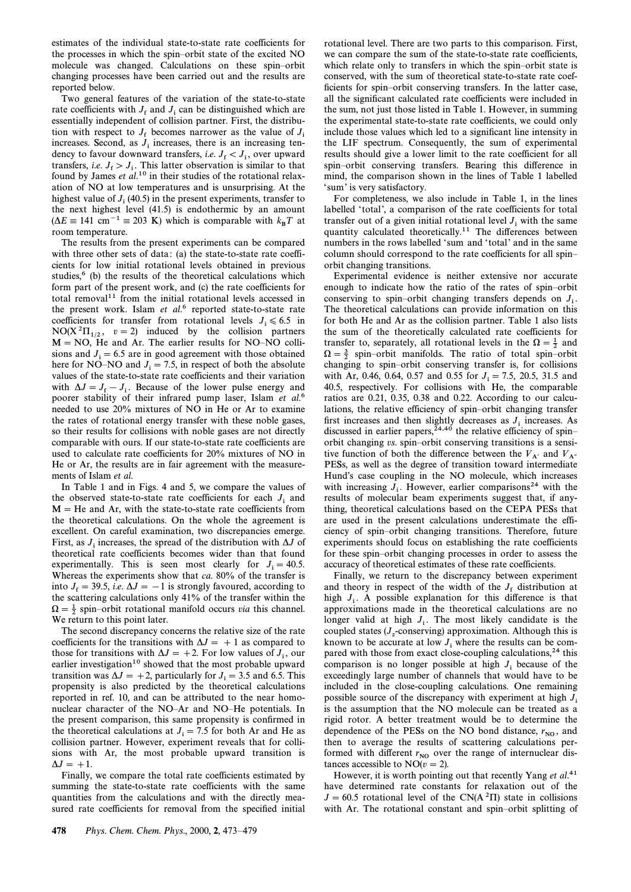estimates of the individual state-to-state rate coefficients for the processes in which the spin–orbit state of the excited NO molecule was changed. Calculations on these spin–orbit changing processes have been carried out and the results are reported below.

Two general features of the variation of the state-to-state rate coefficients with $J_f$ and $J_i$ can be distinguished which are essentially independent of collision partner. First, the distribution with respect to $J_f$ becomes narrower as the value of $J_i$ increases. Second, as $J_i$ increases, there is an increasing tendency to favour downward transfers, *i.e.* $J_f < J_i$, over upward transfers, *i.e.* $J_f > J_i$. This latter observation is similar to that found by James *et al.*[10] in their studies of the rotational relaxation of NO at low temperatures and is unsurprising. At the highest value of $J_i$ (40.5) in the present experiments, transfer to the next highest level (41.5) is endothermic by an amount ($\Delta E \equiv 141$ cm$^{-1} \equiv 203$ K) which is comparable with $k_B T$ at room temperature.

The results from the present experiments can be compared with three other sets of data: (a) the state-to-state rate coefficients for low initial rotational levels obtained in previous studies,[6] (b) the results of the theoretical calculations which form part of the present work, and (c) the rate coefficients for total removal[11] from the initial rotational levels accessed in the present work. Islam *et al.*[6] reported state-to-state rate coefficients for transfer from rotational levels $J_i \leqslant 6.5$ in $NO(X\,^2\Pi_{1/2},\ v = 2)$ induced by the collision partners M = NO, He and Ar. The earlier results for NO–NO collisions and $J_i = 6.5$ are in good agreement with those obtained here for NO–NO and $J_i = 7.5$, in respect of both the absolute values of the state-to-state rate coefficients and their variation with $\Delta J = J_f - J_i$. Because of the lower pulse energy and poorer stability of their infrared pump laser, Islam *et al.*[6] needed to use 20% mixtures of NO in He or Ar to examine the rates of rotational energy transfer with these noble gases, so their results for collisions with noble gases are not directly comparable with ours. If our state-to-state rate coefficients are used to calculate rate coefficients for 20% mixtures of NO in He or Ar, the results are in fair agreement with the measurements of Islam *et al.*

In Table 1 and in Figs. 4 and 5, we compare the values of the observed state-to-state rate coefficients for each $J_i$ and M = He and Ar, with the state-to-state rate coefficients from the theoretical calculations. On the whole the agreement is excellent. On careful examination, two discrepancies emerge. First, as $J_i$ increases, the spread of the distribution with $\Delta J$ of theoretical rate coefficients becomes wider than that found experimentally. This is seen most clearly for $J_i = 40.5$. Whereas the experiments show that *ca.* 80% of the transfer is into $J_f = 39.5$, *i.e.* $\Delta J = -1$ is strongly favoured, according to the scattering calculations only 41% of the transfer within the $\Omega = \frac{1}{2}$ spin–orbit rotational manifold occurs *via* this channel. We return to this point later.

The second discrepancy concerns the relative size of the rate coefficients for the transitions with $\Delta J = +1$ as compared to those for transitions with $\Delta J = +2$. For low values of $J_i$, our earlier investigation[10] showed that the most probable upward transition was $\Delta J = +2$, particularly for $J_i = 3.5$ and 6.5. This propensity is also predicted by the theoretical calculations reported in ref. 10, and can be attributed to the near homonuclear character of the NO–Ar and NO–He potentials. In the present comparison, this same propensity is confirmed in the theoretical calculations at $J_i = 7.5$ for both Ar and He as collision partner. However, experiment reveals that for collisions with Ar, the most probable upward transition is $\Delta J = +1$.

Finally, we compare the total rate coefficients estimated by summing the state-to-state rate coefficients with the same quantities from the calculations and with the directly measured rate coefficients for removal from the specified initial rotational level. There are two parts to this comparison. First, we can compare the sum of the state-to-state rate coefficients, which relate only to transfers in which the spin–orbit state is conserved, with the sum of theoretical state-to-state rate coefficients for spin–orbit conserving transfers. In the latter case, all the significant calculated rate coefficients were included in the sum, not just those listed in Table 1. However, in summing the experimental state-to-state rate coefficients, we could only include those values which led to a significant line intensity in the LIF spectrum. Consequently, the sum of experimental results should give a lower limit to the rate coefficient for all spin–orbit conserving transfers. Bearing this difference in mind, the comparison shown in the lines of Table 1 labelled 'sum' is very satisfactory.

For completeness, we also include in Table 1, in the lines labelled 'total', a comparison of the rate coefficients for total transfer out of a given initial rotational level $J_i$ with the same quantity calculated theoretically.[11] The differences between numbers in the rows labelled 'sum and 'total' and in the same column should correspond to the rate coefficients for all spin–orbit changing transitions.

Experimental evidence is neither extensive nor accurate enough to indicate how the ratio of the rates of spin–orbit conserving to spin–orbit changing transfers depends on $J_i$. The theoretical calculations can provide information on this for both He and Ar as the collision partner. Table 1 also lists the sum of the theoretically calculated rate coefficients for transfer to, separately, all rotational levels in the $\Omega = \frac{1}{2}$ and $\Omega = \frac{3}{2}$ spin–orbit manifolds. The ratio of total spin–orbit changing to spin–orbit conserving transfer is, for collisions with Ar, 0.46, 0.64, 0.57 and 0.55 for $J_i = 7.5$, 20.5, 31.5 and 40.5, respectively. For collisions with He, the comparable ratios are 0.21, 0.35, 0.38 and 0.22. According to our calculations, the relative efficiency of spin–orbit changing transfer first increases and then slightly decreases as $J_i$ increases. As discussed in earlier papers,[24,40] the relative efficiency of spin–orbit changing *vs.* spin–orbit conserving transitions is a sensitive function of both the difference between the $V_{A'}$ and $V_{A''}$ PESs, as well as the degree of transition toward intermediate Hund's case coupling in the NO molecule, which increases with increasing $J_i$. However, earlier comparisons[24] with the results of molecular beam experiments suggest that, if anything, theoretical calculations based on the CEPA PESs that are used in the present calculations underestimate the efficiency of spin–orbit changing transitions. Therefore, future experiments should focus on establishing the rate coefficients for these spin–orbit changing processes in order to assess the accuracy of theoretical estimates of these rate coefficients.

Finally, we return to the discrepancy between experiment and theory in respect of the width of the $J_f$ distribution at high $J_i$. A possible explanation for this difference is that approximations made in the theoretical calculations are no longer valid at high $J_i$. The most likely candidate is the coupled states ($J_z$-conserving) approximation. Although this is known to be accurate at low $J_i$ where the results can be compared with those from exact close-coupling calculations,[24] this comparison is no longer possible at high $J_i$ because of the exceedingly large number of channels that would have to be included in the close-coupling calculations. One remaining possible source of the discrepancy with experiment at high $J_i$ is the assumption that the NO molecule can be treated as a rigid rotor. A better treatment would be to determine the dependence of the PESs on the NO bond distance, $r_{NO}$, and then to average the results of scattering calculations performed with different $r_{NO}$ over the range of internuclear distances accessible to NO($v = 2$).

However, it is worth pointing out that recently Yang *et al.*[41] have determined rate constants for relaxation out of the $J = 60.5$ rotational level of the $CN(A\,^2\Pi)$ state in collisions with Ar. The rotational constant and spin–orbit splitting of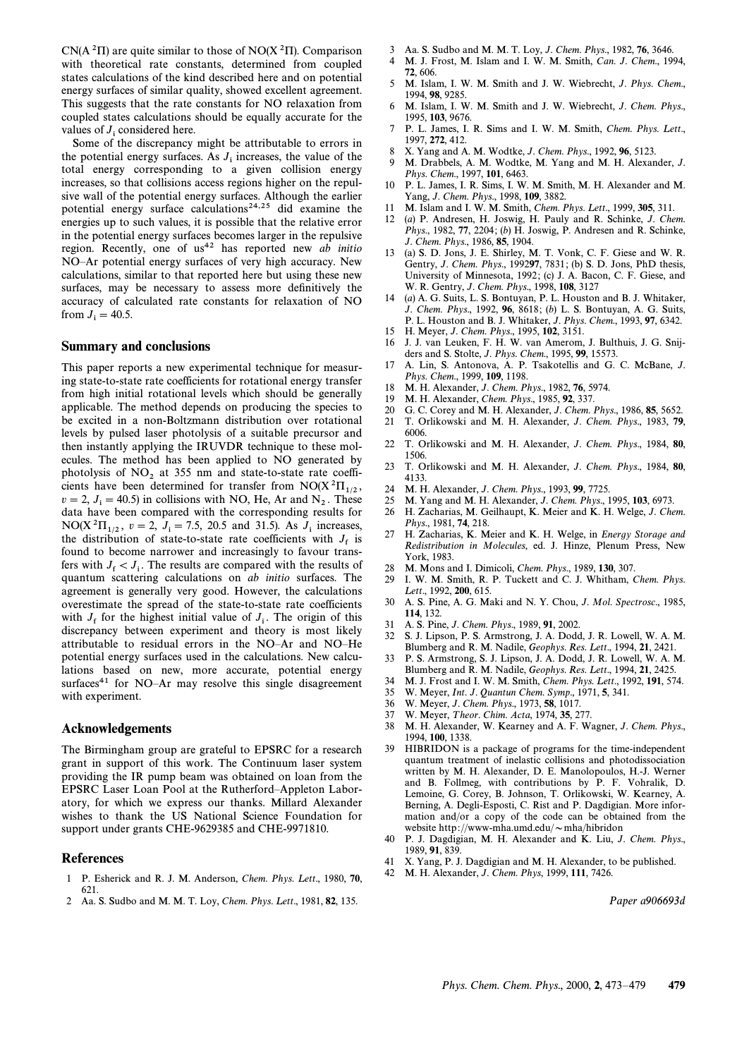$CN(A\,^2\Pi)$ are quite similar to those of $NO(X\,^2\Pi)$. Comparison with theoretical rate constants, determined from coupled states calculations of the kind described here and on potential energy surfaces of similar quality, showed excellent agreement. This suggests that the rate constants for NO relaxation from coupled states calculations should be equally accurate for the values of $J_i$ considered here.

Some of the discrepancy might be attributable to errors in the potential energy surfaces. As $J_i$ increases, the value of the total energy corresponding to a given collision energy increases, so that collisions access regions higher on the repulsive wall of the potential energy surfaces. Although the earlier potential energy surface calculations[24,25] did examine the energies up to such values, it is possible that the relative error in the potential energy surfaces becomes larger in the repulsive region. Recently, one of us[42] has reported new *ab initio* NO–Ar potential energy surfaces of very high accuracy. New calculations, similar to that reported here but using these new surfaces, may be necessary to assess more definitively the accuracy of calculated rate constants for relaxation of NO from $J_i = 40.5$.

## Summary and conclusions

This paper reports a new experimental technique for measuring state-to-state rate coefficients for rotational energy transfer from high initial rotational levels which should be generally applicable. The method depends on producing the species to be excited in a non-Boltzmann distribution over rotational levels by pulsed laser photolysis of a suitable precursor and then instantly applying the IRUVDR technique to these molecules. The method has been applied to NO generated by photolysis of $NO_2$ at 355 nm and state-to-state rate coefficients have been determined for transfer from $NO(X\,^2\Pi_{1/2}, v = 2, J_i = 40.5)$ in collisions with NO, He, Ar and $N_2$. These data have been compared with the corresponding results for $NO(X\,^2\Pi_{1/2}, v = 2, J_i = 7.5$, 20.5 and 31.5). As $J_i$ increases, the distribution of state-to-state rate coefficients with $J_f$ is found to become narrower and increasingly to favour transfers with $J_f < J_i$. The results are compared with the results of quantum scattering calculations on *ab initio* surfaces. The agreement is generally very good. However, the calculations overestimate the spread of the state-to-state rate coefficients with $J_f$ for the highest initial value of $J_i$. The origin of this discrepancy between experiment and theory is most likely attributable to residual errors in the NO–Ar and NO–He potential energy surfaces used in the calculations. New calculations based on new, more accurate, potential energy surfaces[41] for NO–Ar may resolve this single disagreement with experiment.

## Acknowledgements

The Birmingham group are grateful to EPSRC for a research grant in support of this work. The Continuum laser system providing the IR pump beam was obtained on loan from the EPSRC Laser Loan Pool at the Rutherford–Appleton Laboratory, for which we express our thanks. Millard Alexander wishes to thank the US National Science Foundation for support under grants CHE-9629385 and CHE-9971810.

## References

1. P. Esherick and R. J. M. Anderson, *Chem. Phys. Lett.*, 1980, **70**, 621.
2. Aa. S. Sudbo and M. M. T. Loy, *Chem. Phys. Lett.*, 1981, **82**, 135.
3. Aa. S. Sudbo and M. M. T. Loy, *J. Chem. Phys.*, 1982, **76**, 3646.
4. M. J. Frost, M. Islam and I. W. M. Smith, *Can. J. Chem.*, 1994, **72**, 606.
5. M. Islam, I. W. M. Smith and J. W. Wiebrecht, *J. Phys. Chem.*, 1994, **98**, 9285.
6. M. Islam, I. W. M. Smith and J. W. Wiebrecht, *J. Chem. Phys.*, 1995, **103**, 9676.
7. P. L. James, I. R. Sims and I. W. M. Smith, *Chem. Phys. Lett.*, 1997, **272**, 412.
8. X. Yang and A. M. Wodtke, *J. Chem. Phys.*, 1992, **96**, 5123.
9. M. Drabbels, A. M. Wodtke, M. Yang and M. H. Alexander, *J. Phys. Chem.*, 1997, **101**, 6463.
10. P. L. James, I. R. Sims, I. W. M. Smith, M. H. Alexander and M. Yang, *J. Chem. Phys.*, 1998, **109**, 3882.
11. M. Islam and I. W. M. Smith, *Chem. Phys. Lett.*, 1999, **305**, 311.
12. (*a*) P. Andresen, H. Joswig, H. Pauly and R. Schinke, *J. Chem. Phys.*, 1982, **77**, 2204; (*b*) H. Joswig, P. Andresen and R. Schinke, *J. Chem. Phys.*, 1986, **85**, 1904.
13. (a) S. D. Jons, J. E. Shirley, M. T. Vonk, C. F. Giese and W. R. Gentry, *J. Chem. Phys.*, 1992**97**, 7831; (b) S. D. Jons, PhD thesis, University of Minnesota, 1992; (c) J. A. Bacon, C. F. Giese, and W. R. Gentry, *J. Chem. Phys.*, 1998, **108**, 3127
14. (*a*) A. G. Suits, L. S. Bontuyan, P. L. Houston and B. J. Whitaker, *J. Chem. Phys.*, 1992, **96**, 8618; (*b*) L. S. Bontuyan, A. G. Suits, P. L. Houston and B. J. Whitaker, *J. Phys. Chem.*, 1993, **97**, 6342.
15. H. Meyer, *J. Chem. Phys.*, 1995, **102**, 3151.
16. J. J. van Leuken, F. H. W. van Amerom, J. Bulthuis, J. G. Snijders and S. Stolte, *J. Phys. Chem.*, 1995, **99**, 15573.
17. A. Lin, S. Antonova, A. P. Tsakotellis and G. C. McBane, *J. Phys. Chem.*, 1999, **109**, 1198.
18. M. H. Alexander, *J. Chem. Phys.*, 1982, **76**, 5974.
19. M. H. Alexander, *Chem. Phys.*, 1985, **92**, 337.
20. G. C. Corey and M. H. Alexander, *J. Chem. Phys.*, 1986, **85**, 5652.
21. T. Orlikowski and M. H. Alexander, *J. Chem. Phys.*, 1983, **79**, 6006.
22. T. Orlikowski and M. H. Alexander, *J. Chem. Phys.*, 1984, **80**, 1506.
23. T. Orlikowski and M. H. Alexander, *J. Chem. Phys.*, 1984, **80**, 4133.
24. M. H. Alexander, *J. Chem. Phys.*, 1993, **99**, 7725.
25. M. Yang and M. H. Alexander, *J. Chem. Phys.*, 1995, **103**, 6973.
26. H. Zacharias, M. Geilhaupt, K. Meier and K. H. Welge, *J. Chem. Phys.*, 1981, **74**, 218.
27. H. Zacharias, K. Meier and K. H. Welge, in *Energy Storage and Redistribution in Molecules*, ed. J. Hinze, Plenum Press, New York, 1983.
28. M. Mons and I. Dimicoli, *Chem. Phys.*, 1989, **130**, 307.
29. I. W. M. Smith, R. P. Tuckett and C. J. Whitham, *Chem. Phys. Lett.*, 1992, **200**, 615.
30. A. S. Pine, A. G. Maki and N. Y. Chou, *J. Mol. Spectrosc.*, 1985, **114**, 132.
31. A. S. Pine, *J. Chem. Phys.*, 1989, **91**, 2002.
32. S. J. Lipson, P. S. Armstrong, J. A. Dodd, J. R. Lowell, W. A. M. Blumberg and R. M. Nadile, *Geophys. Res. Lett.*, 1994, **21**, 2421.
33. P. S. Armstrong, S. J. Lipson, J. A. Dodd, J. R. Lowell, W. A. M. Blumberg and R. M. Nadile, *Geophys. Res. Lett.*, 1994, **21**, 2425.
34. M. J. Frost and I. W. M. Smith, *Chem. Phys. Lett.*, 1992, **191**, 574.
35. W. Meyer, *Int. J. Quantun Chem. Symp.*, 1971, **5**, 341.
36. W. Meyer, *J. Chem. Phys.*, 1973, **58**, 1017.
37. W. Meyer, *Theor. Chim. Acta*, 1974, **35**, 277.
38. M. H. Alexander, W. Kearney and A. F. Wagner, *J. Chem. Phys.*, 1994, **100**, 1338.
39. HIBRIDON is a package of programs for the time-independent quantum treatment of inelastic collisions and photodissociation written by M. H. Alexander, D. E. Manolopoulos, H.-J. Werner and B. Follmeg, with contributions by P. F. Vohralik, D. Lemoine, G. Corey, B. Johnson, T. Orlikowski, W. Kearney, A. Berning, A. Degli-Esposti, C. Rist and P. Dagdigian. More information and/or a copy of the code can be obtained from the website http://www-mha.umd.edu/~mha/hibridon
40. P. J. Dagdigian, M. H. Alexander and K. Liu, *J. Chem. Phys.*, 1989, **91**, 839.
41. X. Yang, P. J. Dagdigian and M. H. Alexander, to be published.
42. M. H. Alexander, *J. Chem. Phys*, 1999, **111**, 7426.

*Paper a906693d*